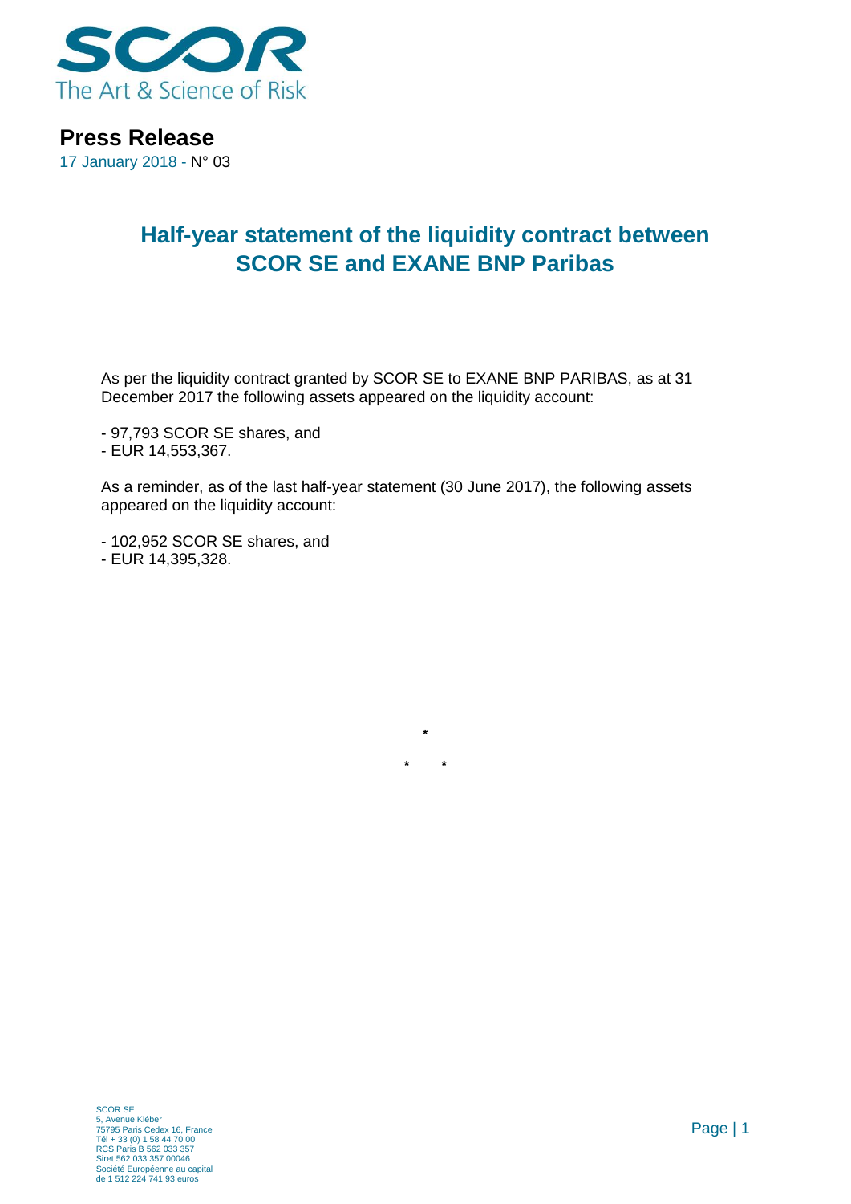SCOR

The Art & Science of Risk

**Press Release**

17 January 2018 - N° 03

# Half-year statement of the liquidity contract between SCOR SE and EXANE BNP Paribas

As per the liquidity contract granted by SCOR SE to EXANE BNP PARIBAS, as at 31 December 2017 the following assets appeared on the liquidity account:

- 97,793 SCOR SE shares, and
- EUR 14,553,367.

As a reminder, as of the last half-year statement (30 June 2017), the following assets appeared on the liquidity account:

- 102,952 SCOR SE shares, and
- EUR 14,395,328.

*

\* \*

SCOR SE
5, Avenue Kléber
75795 Paris Cedex 16, France
Tél + 33 (0) 1 58 44 70 00
RCS Paris B 562 033 357
Siret 562 033 357 00046
Société Européenne au capital
de 1 512 224 741,93 euros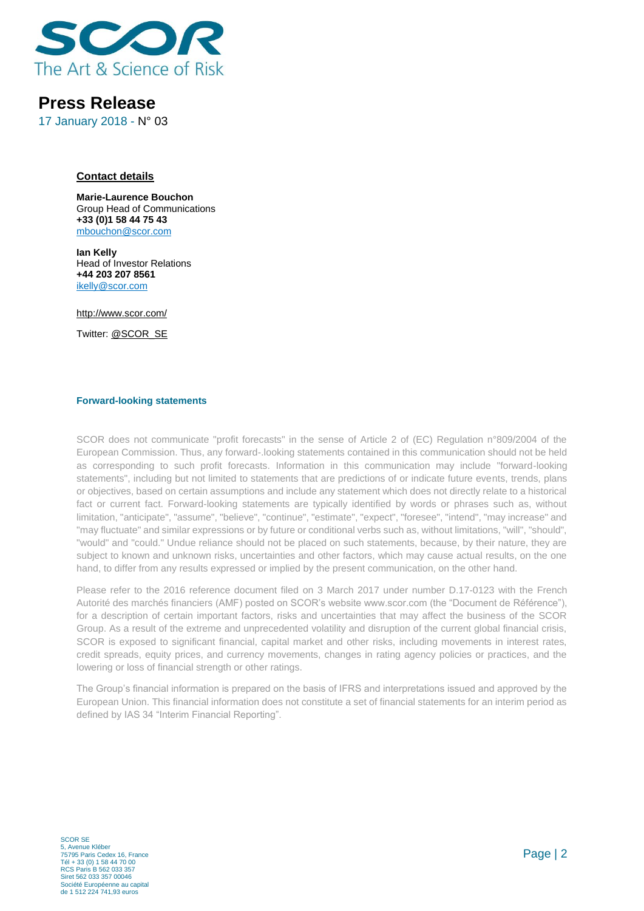# Press Release

17 January 2018 - N° 03

**Contact details**

**Marie-Laurence Bouchon**
Group Head of Communications
**+33 (0)1 58 44 75 43**
mbouchon@scor.com

**Ian Kelly**
Head of Investor Relations
**+44 203 207 8561**
ikelly@scor.com

http://www.scor.com/

Twitter: @SCOR_SE

**Forward-looking statements**

SCOR does not communicate "profit forecasts" in the sense of Article 2 of (EC) Regulation n°809/2004 of the European Commission. Thus, any forward-.looking statements contained in this communication should not be held as corresponding to such profit forecasts. Information in this communication may include "forward-looking statements", including but not limited to statements that are predictions of or indicate future events, trends, plans or objectives, based on certain assumptions and include any statement which does not directly relate to a historical fact or current fact. Forward-looking statements are typically identified by words or phrases such as, without limitation, "anticipate", "assume", "believe", "continue", "estimate", "expect", "foresee", "intend", "may increase" and "may fluctuate" and similar expressions or by future or conditional verbs such as, without limitations, "will", "should", "would" and "could." Undue reliance should not be placed on such statements, because, by their nature, they are subject to known and unknown risks, uncertainties and other factors, which may cause actual results, on the one hand, to differ from any results expressed or implied by the present communication, on the other hand.

Please refer to the 2016 reference document filed on 3 March 2017 under number D.17-0123 with the French Autorité des marchés financiers (AMF) posted on SCOR's website www.scor.com (the "Document de Référence"), for a description of certain important factors, risks and uncertainties that may affect the business of the SCOR Group. As a result of the extreme and unprecedented volatility and disruption of the current global financial crisis, SCOR is exposed to significant financial, capital market and other risks, including movements in interest rates, credit spreads, equity prices, and currency movements, changes in rating agency policies or practices, and the lowering or loss of financial strength or other ratings.

The Group's financial information is prepared on the basis of IFRS and interpretations issued and approved by the European Union. This financial information does not constitute a set of financial statements for an interim period as defined by IAS 34 "Interim Financial Reporting".

SCOR SE
5, Avenue Kléber
75795 Paris Cedex 16, France
Tél + 33 (0) 1 58 44 70 00
RCS Paris B 562 033 357
Siret 562 033 357 00046
Société Européenne au capital
de 1 512 224 741,93 euros